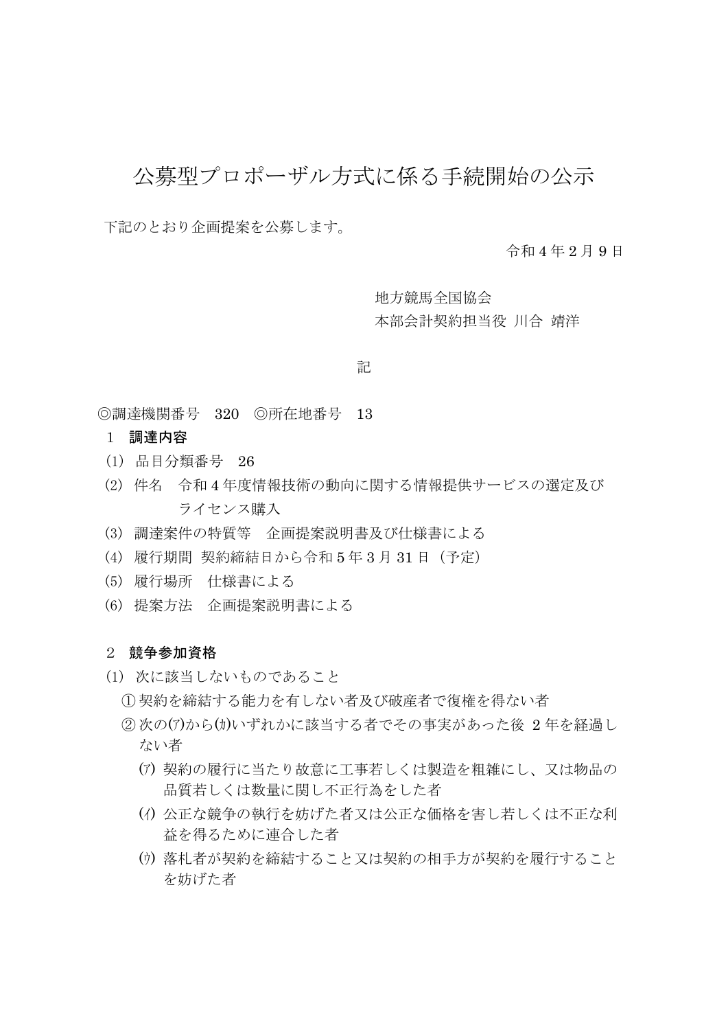# 公募型プロポーザル方式に係る手続開始の公示

下記のとおり企画提案を公募します。

令和 4 年 2 月 9 日

地方競馬全国協会
本部会計契約担当役 川合 靖洋

記

◎調達機関番号　320　◎所在地番号　13

**1　調達内容**

(1) 品目分類番号　26

(2) 件名　令和 4 年度情報技術の動向に関する情報提供サービスの選定及びライセンス購入

(3) 調達案件の特質等　企画提案説明書及び仕様書による

(4) 履行期間 契約締結日から令和 5 年 3 月 31 日（予定）

(5) 履行場所　仕様書による

(6) 提案方法　企画提案説明書による

**2　競争参加資格**

(1) 次に該当しないものであること

①契約を締結する能力を有しない者及び破産者で復権を得ない者

②次の(ｱ)から(ｶ)いずれかに該当する者でその事実があった後 2 年を経過しない者

(ｱ) 契約の履行に当たり故意に工事若しくは製造を粗雑にし、又は物品の品質若しくは数量に関し不正行為をした者

(ｲ) 公正な競争の執行を妨げた者又は公正な価格を害し若しくは不正な利益を得るために連合した者

(ｳ) 落札者が契約を締結すること又は契約の相手方が契約を履行することを妨げた者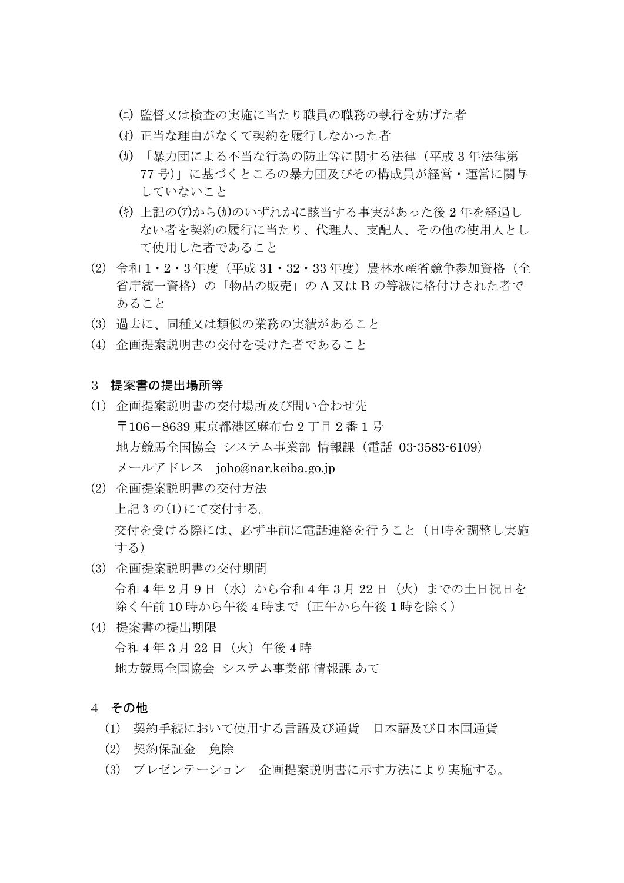(ｴ) 監督又は検査の実施に当たり職員の職務の執行を妨げた者

(ｵ) 正当な理由がなくて契約を履行しなかった者

(ｶ) 「暴力団による不当な行為の防止等に関する法律（平成 3 年法律第 77 号)」に基づくところの暴力団及びその構成員が経営・運営に関与していないこと

(ｷ) 上記の(ｱ)から(ｶ)のいずれかに該当する事実があった後 2 年を経過しない者を契約の履行に当たり、代理人、支配人、その他の使用人として使用した者であること

(2) 令和 1・2・3 年度（平成 31・32・33 年度）農林水産省競争参加資格（全省庁統一資格）の「物品の販売」の A 又は B の等級に格付けされた者であること

(3) 過去に、同種又は類似の業務の実績があること

(4) 企画提案説明書の交付を受けた者であること

## 3　提案書の提出場所等

(1) 企画提案説明書の交付場所及び問い合わせ先

〒106－8639 東京都港区麻布台 2 丁目 2 番 1 号

地方競馬全国協会 システム事業部 情報課（電話 03-3583-6109）

メールアドレス　joho@nar.keiba.go.jp

(2) 企画提案説明書の交付方法

上記 3 の(1)にて交付する。

交付を受ける際には、必ず事前に電話連絡を行うこと（日時を調整し実施する）

(3) 企画提案説明書の交付期間

令和 4 年 2 月 9 日（水）から令和 4 年 3 月 22 日（火）までの土日祝日を除く午前 10 時から午後 4 時まで（正午から午後 1 時を除く）

(4) 提案書の提出期限

令和 4 年 3 月 22 日（火）午後 4 時

地方競馬全国協会 システム事業部 情報課 あて

## 4　その他

(1) 契約手続において使用する言語及び通貨　日本語及び日本国通貨

(2) 契約保証金　免除

(3) プレゼンテーション　企画提案説明書に示す方法により実施する。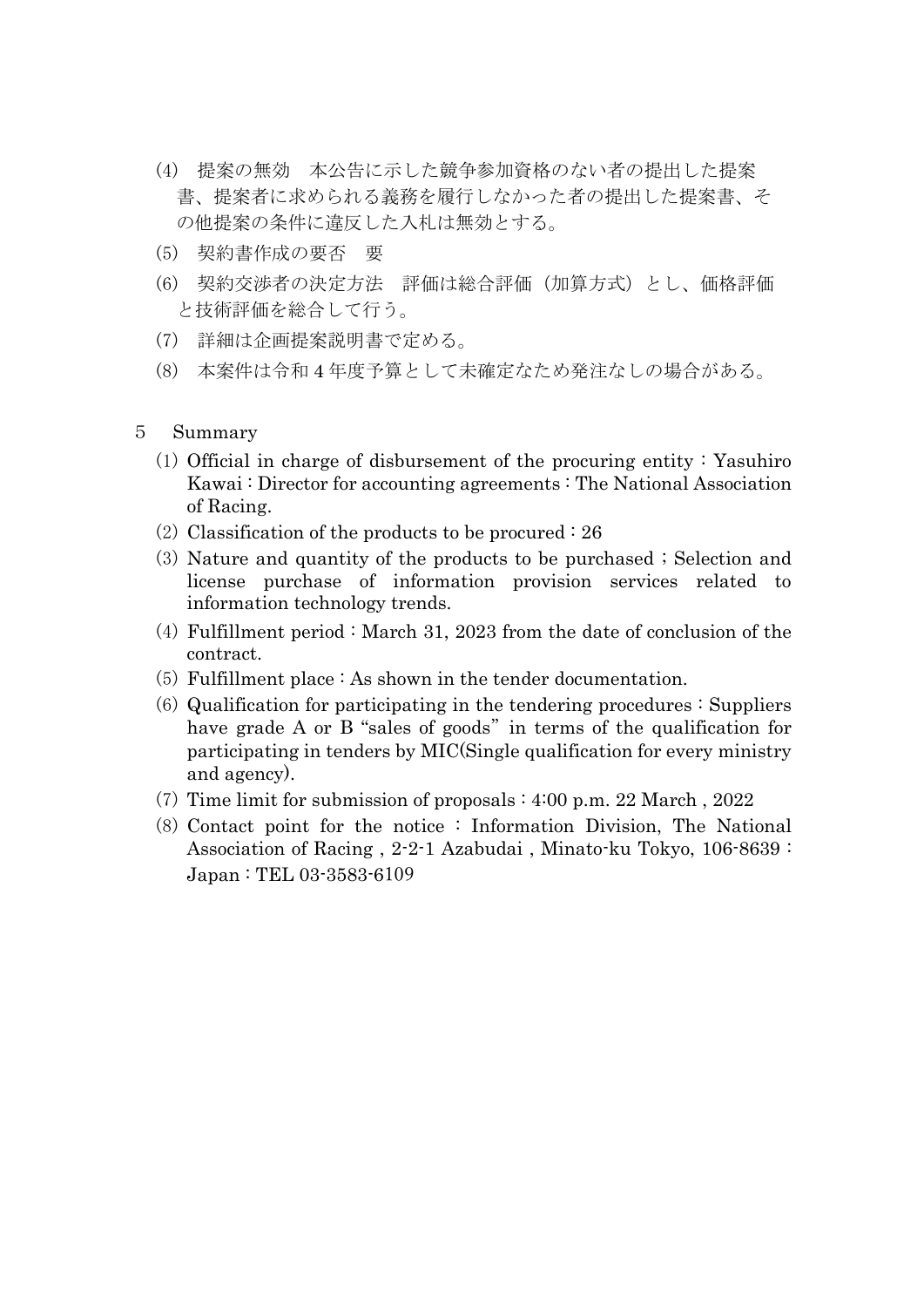(4) 提案の無効　本公告に示した競争参加資格のない者の提出した提案書、提案者に求められる義務を履行しなかった者の提出した提案書、その他提案の条件に違反した入札は無効とする。

(5) 契約書作成の要否　要

(6) 契約交渉者の決定方法　評価は総合評価（加算方式）とし、価格評価と技術評価を総合して行う。

(7) 詳細は企画提案説明書で定める。

(8) 本案件は令和 4 年度予算として未確定なため発注なしの場合がある。

5　Summary

(1) Official in charge of disbursement of the procuring entity : Yasuhiro Kawai : Director for accounting agreements : The National Association of Racing.

(2) Classification of the products to be procured : 26

(3) Nature and quantity of the products to be purchased ; Selection and license purchase of information provision services related to information technology trends.

(4) Fulfillment period : March 31, 2023 from the date of conclusion of the contract.

(5) Fulfillment place : As shown in the tender documentation.

(6) Qualification for participating in the tendering procedures : Suppliers have grade A or B “sales of goods” in terms of the qualification for participating in tenders by MIC(Single qualification for every ministry and agency).

(7) Time limit for submission of proposals : 4:00 p.m. 22 March , 2022

(8) Contact point for the notice : Information Division, The National Association of Racing , 2-2-1 Azabudai , Minato-ku Tokyo, 106-8639 : Japan : TEL 03-3583-6109